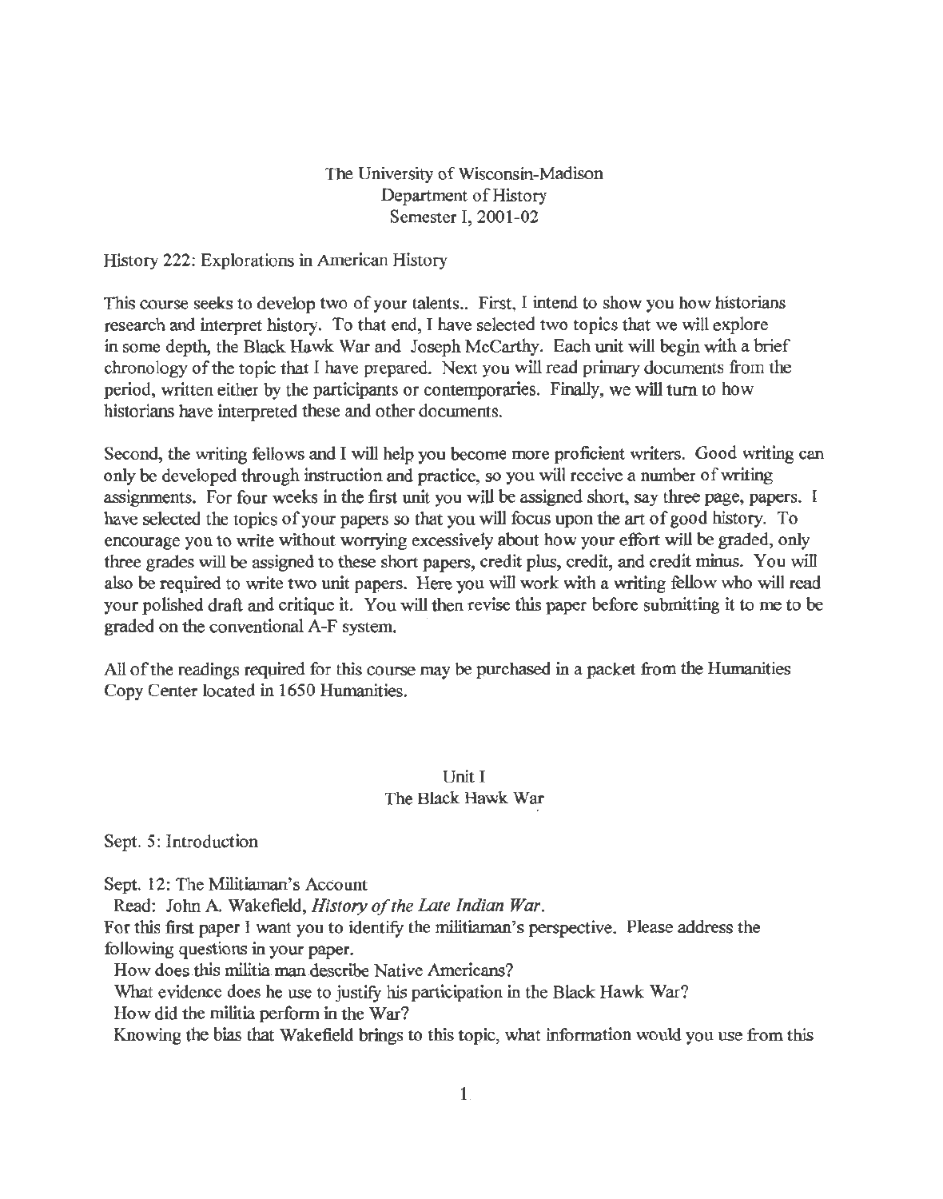The University of Wisconsin-Madison
Department of History
Semester I, 2001-02

History 222: Explorations in American History

This course seeks to develop two of your talents.. First, I intend to show you how historians research and interpret history. To that end, I have selected two topics that we will explore in some depth, the Black Hawk War and Joseph McCarthy. Each unit will begin with a brief chronology of the topic that I have prepared. Next you will read primary documents from the period, written either by the participants or contemporaries. Finally, we will turn to how historians have interpreted these and other documents.

Second, the writing fellows and I will help you become more proficient writers. Good writing can only be developed through instruction and practice, so you will receive a number of writing assignments. For four weeks in the first unit you will be assigned short, say three page, papers. I have selected the topics of your papers so that you will focus upon the art of good history. To encourage you to write without worrying excessively about how your effort will be graded, only three grades will be assigned to these short papers, credit plus, credit, and credit minus. You will also be required to write two unit papers. Here you will work with a writing fellow who will read your polished draft and critique it. You will then revise this paper before submitting it to me to be graded on the conventional A-F system.

All of the readings required for this course may be purchased in a packet from the Humanities Copy Center located in 1650 Humanities.

## Unit I
## The Black Hawk War

Sept. 5: Introduction

Sept. 12: The Militiaman's Account
Read: John A. Wakefield, *History of the Late Indian War*.
For this first paper I want you to identify the militiaman's perspective. Please address the following questions in your paper.
How does this militia man describe Native Americans?
What evidence does he use to justify his participation in the Black Hawk War?
How did the militia perform in the War?
Knowing the bias that Wakefield brings to this topic, what information would you use from this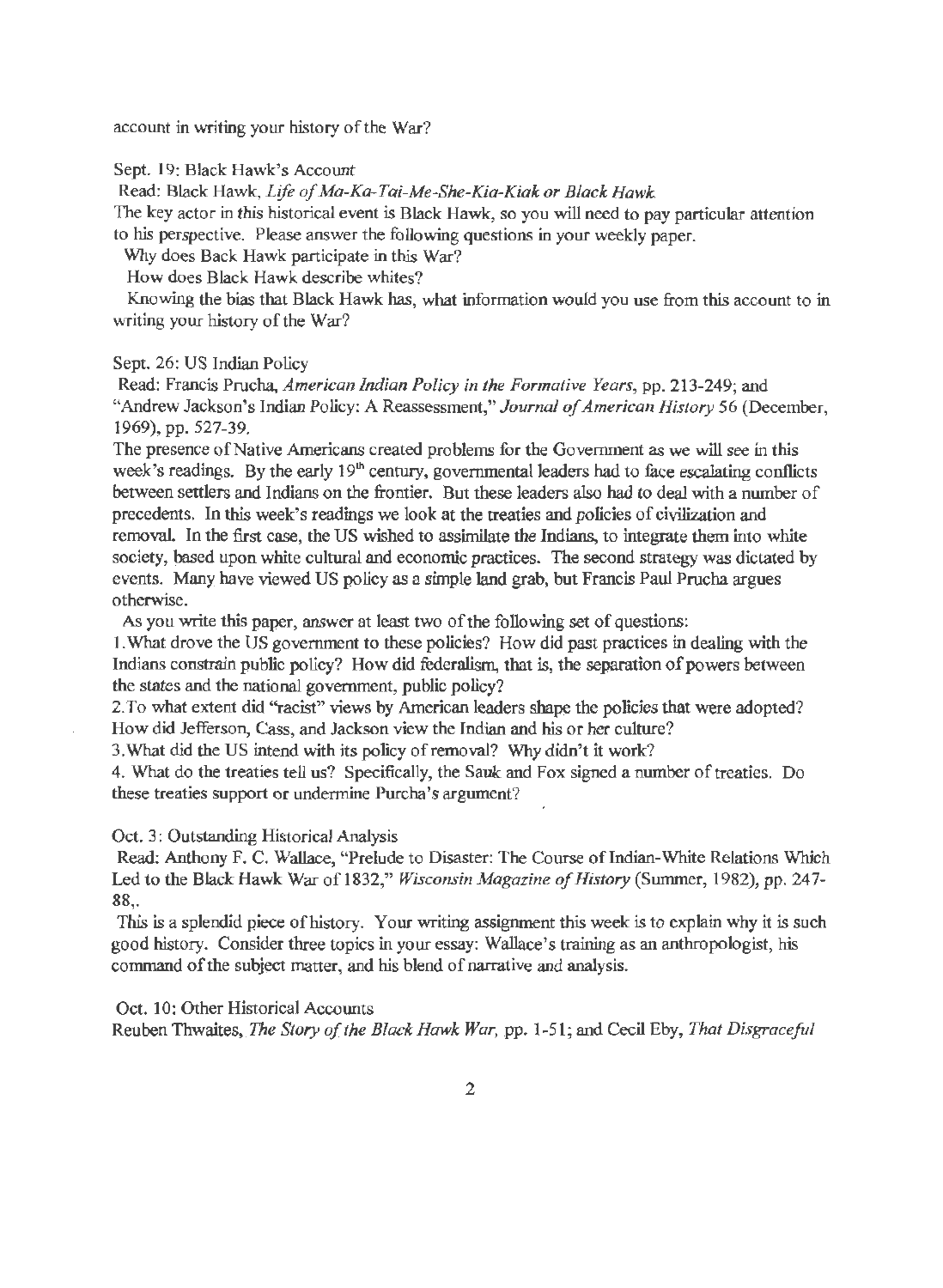account in writing your history of the War?

Sept. 19: Black Hawk's Account

Read: Black Hawk, *Life of Ma-Ka-Tai-Me-She-Kia-Kiak or Black Hawk.*

The key actor in this historical event is Black Hawk, so you will need to pay particular attention to his perspective. Please answer the following questions in your weekly paper.

Why does Back Hawk participate in this War?

How does Black Hawk describe whites?

Knowing the bias that Black Hawk has, what information would you use from this account to in writing your history of the War?

Sept. 26: US Indian Policy

Read: Francis Prucha, *American Indian Policy in the Formative Years*, pp. 213-249; and "Andrew Jackson's Indian Policy: A Reassessment," *Journal of American History* 56 (December, 1969), pp. 527-39.

The presence of Native Americans created problems for the Government as we will see in this week's readings. By the early 19th century, governmental leaders had to face escalating conflicts between settlers and Indians on the frontier. But these leaders also had to deal with a number of precedents. In this week's readings we look at the treaties and policies of civilization and removal. In the first case, the US wished to assimilate the Indians, to integrate them into white society, based upon white cultural and economic practices. The second strategy was dictated by events. Many have viewed US policy as a simple land grab, but Francis Paul Prucha argues otherwise.

As you write this paper, answer at least two of the following set of questions:

1. What drove the US government to these policies? How did past practices in dealing with the Indians constrain public policy? How did federalism, that is, the separation of powers between the states and the national government, public policy?
2. To what extent did "racist" views by American leaders shape the policies that were adopted? How did Jefferson, Cass, and Jackson view the Indian and his or her culture?
3. What did the US intend with its policy of removal? Why didn't it work?
4. What do the treaties tell us? Specifically, the Sauk and Fox signed a number of treaties. Do these treaties support or undermine Purcha's argument?

Oct. 3: Outstanding Historical Analysis

Read: Anthony F. C. Wallace, "Prelude to Disaster: The Course of Indian-White Relations Which Led to the Black Hawk War of 1832," *Wisconsin Magazine of History* (Summer, 1982), pp. 247-88,.

This is a splendid piece of history. Your writing assignment this week is to explain why it is such good history. Consider three topics in your essay: Wallace's training as an anthropologist, his command of the subject matter, and his blend of narrative and analysis.

Oct. 10: Other Historical Accounts

Reuben Thwaites, *The Story of the Black Hawk War,* pp. 1-51; and Cecil Eby, *That Disgraceful*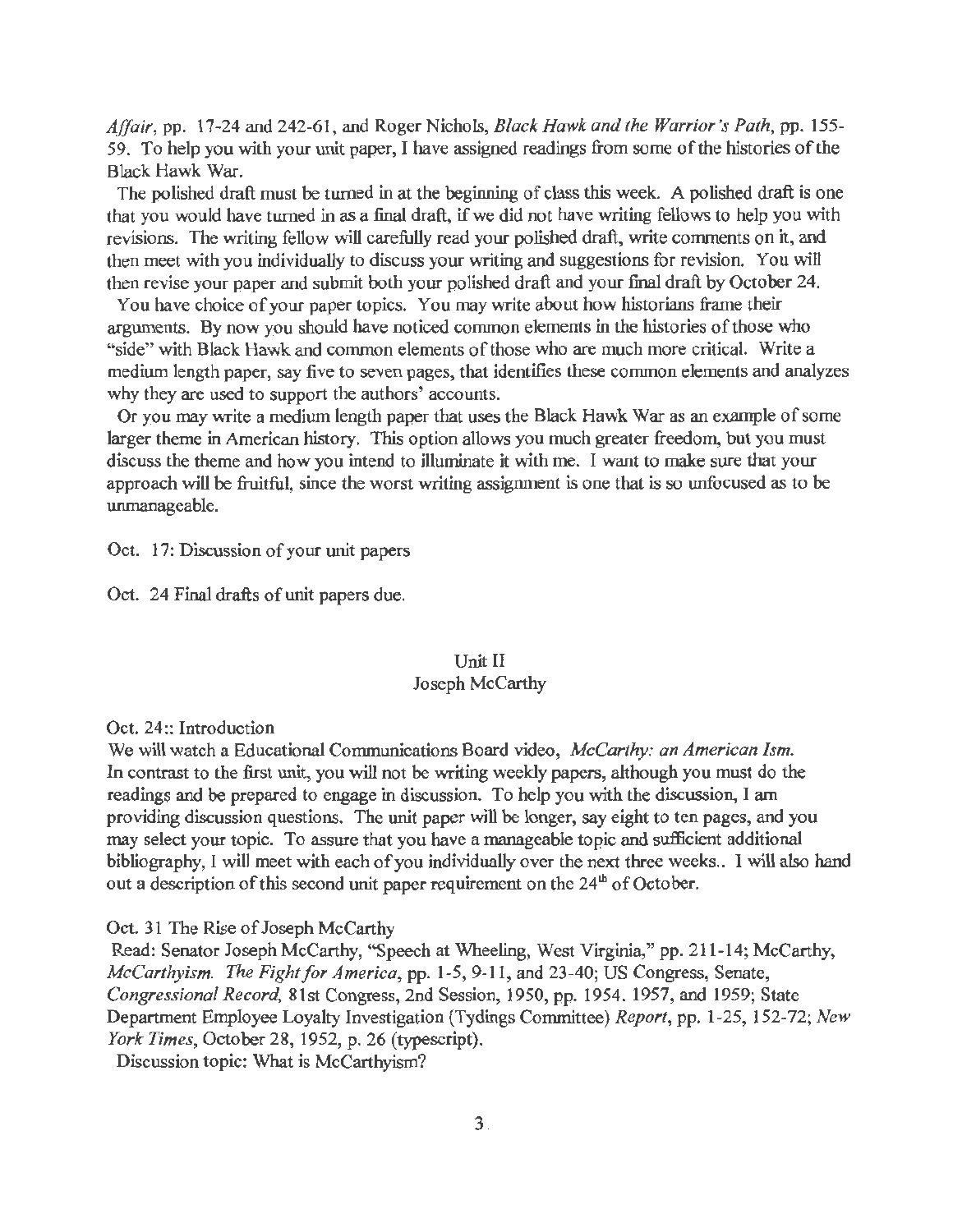*Affair*, pp. 17-24 and 242-61, and Roger Nichols, *Black Hawk and the Warrior's Path*, pp. 155-59. To help you with your unit paper, I have assigned readings from some of the histories of the Black Hawk War.

The polished draft must be turned in at the beginning of class this week. A polished draft is one that you would have turned in as a final draft, if we did not have writing fellows to help you with revisions. The writing fellow will carefully read your polished draft, write comments on it, and then meet with you individually to discuss your writing and suggestions for revision. You will then revise your paper and submit both your polished draft and your final draft by October 24.

You have choice of your paper topics. You may write about how historians frame their arguments. By now you should have noticed common elements in the histories of those who "side" with Black Hawk and common elements of those who are much more critical. Write a medium length paper, say five to seven pages, that identifies these common elements and analyzes why they are used to support the authors' accounts.

Or you may write a medium length paper that uses the Black Hawk War as an example of some larger theme in American history. This option allows you much greater freedom, but you must discuss the theme and how you intend to illuminate it with me. I want to make sure that your approach will be fruitful, since the worst writing assignment is one that is so unfocused as to be unmanageable.

Oct. 17: Discussion of your unit papers

Oct. 24 Final drafts of unit papers due.

## Unit II
## Joseph McCarthy

Oct. 24:: Introduction

We will watch a Educational Communications Board video, *McCarthy: an American Ism.* In contrast to the first unit, you will not be writing weekly papers, although you must do the readings and be prepared to engage in discussion. To help you with the discussion, I am providing discussion questions. The unit paper will be longer, say eight to ten pages, and you may select your topic. To assure that you have a manageable topic and sufficient additional bibliography, I will meet with each of you individually over the next three weeks.. I will also hand out a description of this second unit paper requirement on the 24th of October.

Oct. 31 The Rise of Joseph McCarthy

Read: Senator Joseph McCarthy, "Speech at Wheeling, West Virginia," pp. 211-14; McCarthy, *McCarthyism. The Fight for America*, pp. 1-5, 9-11, and 23-40; US Congress, Senate, *Congressional Record*, 81st Congress, 2nd Session, 1950, pp. 1954. 1957, and 1959; State Department Employee Loyalty Investigation (Tydings Committee) *Report*, pp. 1-25, 152-72; *New York Times*, October 28, 1952, p. 26 (typescript).

Discussion topic: What is McCarthyism?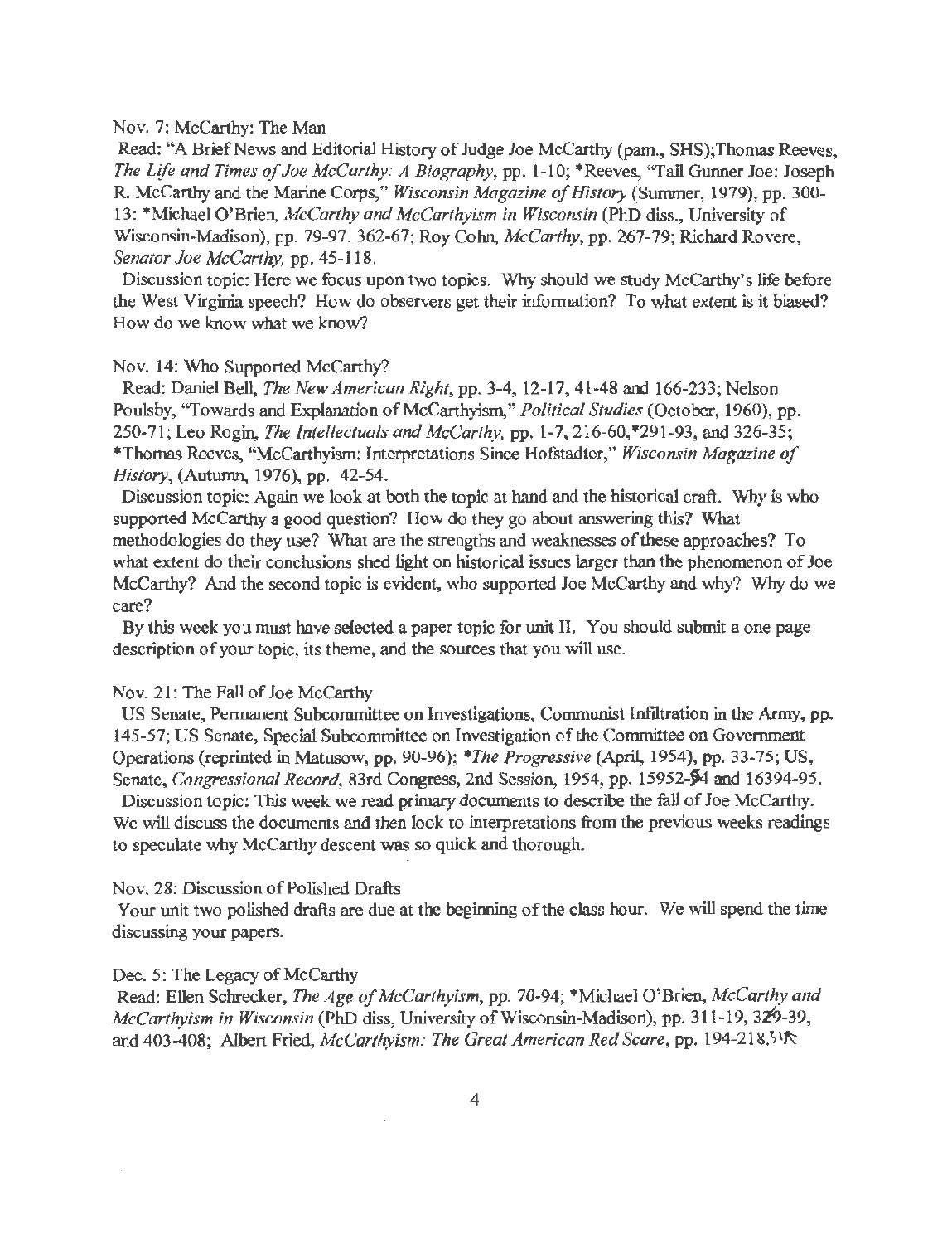Nov. 7: McCarthy: The Man

Read: "A Brief News and Editorial History of Judge Joe McCarthy (pam., SHS);Thomas Reeves, *The Life and Times of Joe McCarthy: A Biography*, pp. 1-10; *Reeves, "Tail Gunner Joe: Joseph R. McCarthy and the Marine Corps," *Wisconsin Magazine of History* (Summer, 1979), pp. 300-13: *Michael O'Brien, *McCarthy and McCarthyism in Wisconsin* (PhD diss., University of Wisconsin-Madison), pp. 79-97. 362-67; Roy Cohn, *McCarthy*, pp. 267-79; Richard Rovere, *Senator Joe McCarthy*, pp. 45-118.

Discussion topic: Here we focus upon two topics. Why should we study McCarthy's life before the West Virginia speech? How do observers get their information? To what extent is it biased? How do we know what we know?

Nov. 14: Who Supported McCarthy?

Read: Daniel Bell, *The New American Right*, pp. 3-4, 12-17, 41-48 and 166-233; Nelson Poulsby, "Towards and Explanation of McCarthyism," *Political Studies* (October, 1960), pp. 250-71; Leo Rogin, *The Intellectuals and McCarthy*, pp. 1-7, 216-60,*291-93, and 326-35; *Thomas Reeves, "McCarthyism: Interpretations Since Hofstadter," *Wisconsin Magazine of History*, (Autumn, 1976), pp. 42-54.

Discussion topic: Again we look at both the topic at hand and the historical craft. Why is who supported McCarthy a good question? How do they go about answering this? What methodologies do they use? What are the strengths and weaknesses of these approaches? To what extent do their conclusions shed light on historical issues larger than the phenomenon of Joe McCarthy? And the second topic is evident, who supported Joe McCarthy and why? Why do we care?

By this week you must have selected a paper topic for unit II. You should submit a one page description of your topic, its theme, and the sources that you will use.

Nov. 21: The Fall of Joe McCarthy

US Senate, Permanent Subcommittee on Investigations, Communist Infiltration in the Army, pp. 145-57; US Senate, Special Subcommittee on Investigation of the Committee on Government Operations (reprinted in Matusow, pp. 90-96); **The Progressive* (April, 1954), pp. 33-75; US, Senate, *Congressional Record*, 83rd Congress, 2nd Session, 1954, pp. 15952-54 and 16394-95.

Discussion topic: This week we read primary documents to describe the fall of Joe McCarthy. We will discuss the documents and then look to interpretations from the previous weeks readings to speculate why McCarthy descent was so quick and thorough.

Nov. 28: Discussion of Polished Drafts

Your unit two polished drafts are due at the beginning of the class hour. We will spend the time discussing your papers.

Dec. 5: The Legacy of McCarthy

Read: Ellen Schrecker, *The Age of McCarthyism*, pp. 70-94; *Michael O'Brien, *McCarthy and McCarthyism in Wisconsin* (PhD diss, University of Wisconsin-Madison), pp. 311-19, 329-39, and 403-408; Albert Fried, *McCarthyism: The Great American Red Scare*, pp. 194-218.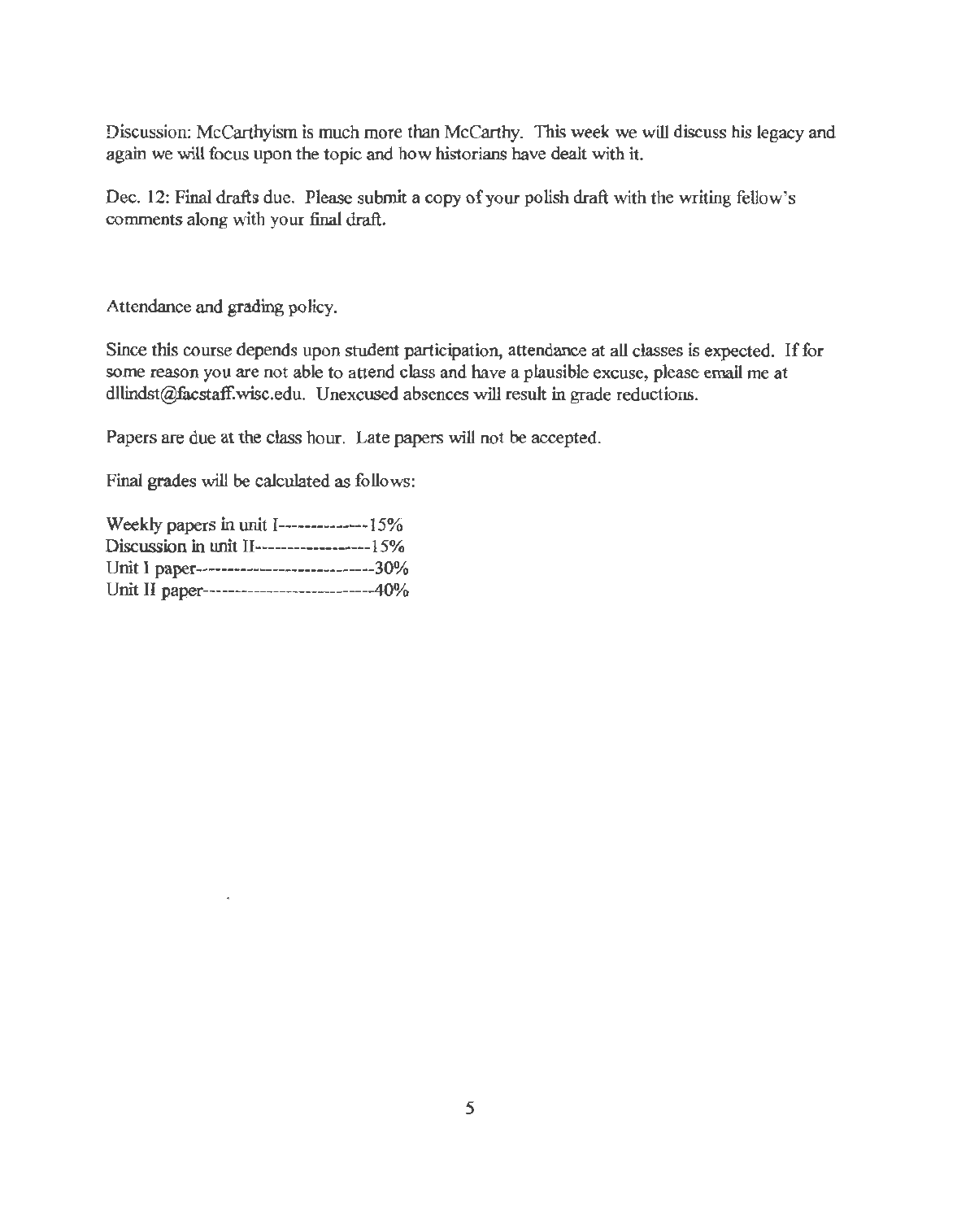Discussion: McCarthyism is much more than McCarthy. This week we will discuss his legacy and again we will focus upon the topic and how historians have dealt with it.

Dec. 12: Final drafts due. Please submit a copy of your polish draft with the writing fellow's comments along with your final draft.

Attendance and grading policy.

Since this course depends upon student participation, attendance at all classes is expected. If for some reason you are not able to attend class and have a plausible excuse, please email me at dllindst@facstaff.wisc.edu. Unexcused absences will result in grade reductions.

Papers are due at the class hour. Late papers will not be accepted.

Final grades will be calculated as follows:

Weekly papers in unit I--------------15%
Discussion in unit II-----------------15%
Unit I paper--------------------------30%
Unit II paper-------------------------40%